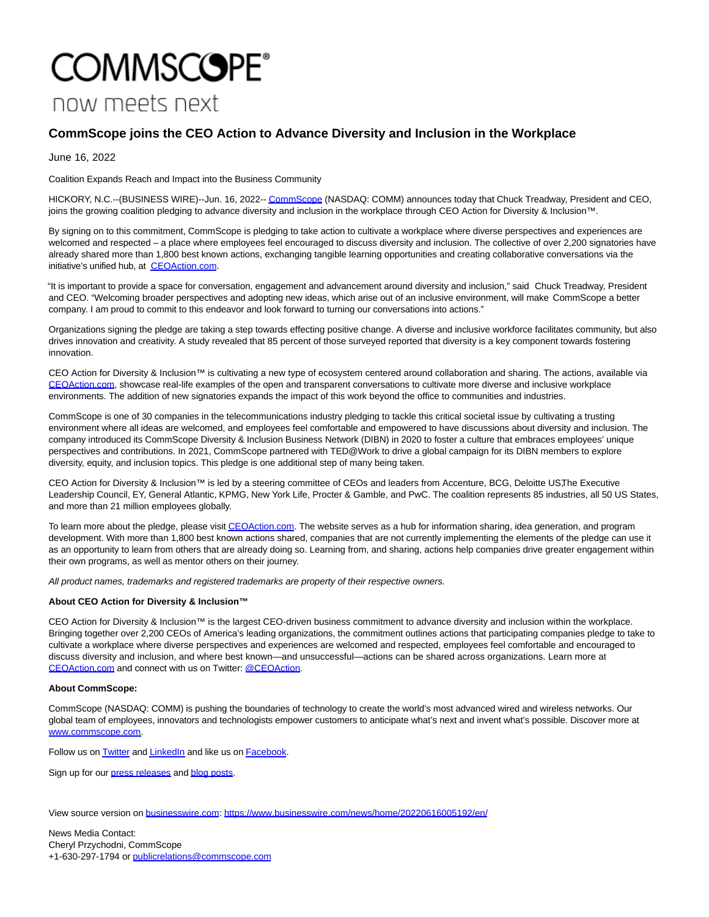COMMSCOPE®

now meets next

# CommScope joins the CEO Action to Advance Diversity and Inclusion in the Workplace

June 16, 2022

Coalition Expands Reach and Impact into the Business Community

HICKORY, N.C.--(BUSINESS WIRE)--Jun. 16, 2022-- CommScope (NASDAQ: COMM) announces today that Chuck Treadway, President and CEO, joins the growing coalition pledging to advance diversity and inclusion in the workplace through CEO Action for Diversity & Inclusion™.

By signing on to this commitment, CommScope is pledging to take action to cultivate a workplace where diverse perspectives and experiences are welcomed and respected – a place where employees feel encouraged to discuss diversity and inclusion. The collective of over 2,200 signatories have already shared more than 1,800 best known actions, exchanging tangible learning opportunities and creating collaborative conversations via the initiative's unified hub, at CEOAction.com.

"It is important to provide a space for conversation, engagement and advancement around diversity and inclusion," said Chuck Treadway, President and CEO. "Welcoming broader perspectives and adopting new ideas, which arise out of an inclusive environment, will make CommScope a better company. I am proud to commit to this endeavor and look forward to turning our conversations into actions."

Organizations signing the pledge are taking a step towards effecting positive change. A diverse and inclusive workforce facilitates community, but also drives innovation and creativity. A study revealed that 85 percent of those surveyed reported that diversity is a key component towards fostering innovation.

CEO Action for Diversity & Inclusion™ is cultivating a new type of ecosystem centered around collaboration and sharing. The actions, available via CEOAction.com, showcase real-life examples of the open and transparent conversations to cultivate more diverse and inclusive workplace environments. The addition of new signatories expands the impact of this work beyond the office to communities and industries.

CommScope is one of 30 companies in the telecommunications industry pledging to tackle this critical societal issue by cultivating a trusting environment where all ideas are welcomed, and employees feel comfortable and empowered to have discussions about diversity and inclusion. The company introduced its CommScope Diversity & Inclusion Business Network (DIBN) in 2020 to foster a culture that embraces employees' unique perspectives and contributions. In 2021, CommScope partnered with TED@Work to drive a global campaign for its DIBN members to explore diversity, equity, and inclusion topics. This pledge is one additional step of many being taken.

CEO Action for Diversity & Inclusion™ is led by a steering committee of CEOs and leaders from Accenture, BCG, Deloitte US,The Executive Leadership Council, EY, General Atlantic, KPMG, New York Life, Procter & Gamble, and PwC. The coalition represents 85 industries, all 50 US States, and more than 21 million employees globally.

To learn more about the pledge, please visit CEOAction.com. The website serves as a hub for information sharing, idea generation, and program development. With more than 1,800 best known actions shared, companies that are not currently implementing the elements of the pledge can use it as an opportunity to learn from others that are already doing so. Learning from, and sharing, actions help companies drive greater engagement within their own programs, as well as mentor others on their journey.

*All product names, trademarks and registered trademarks are property of their respective owners.*

**About CEO Action for Diversity & Inclusion™**

CEO Action for Diversity & Inclusion™ is the largest CEO-driven business commitment to advance diversity and inclusion within the workplace. Bringing together over 2,200 CEOs of America's leading organizations, the commitment outlines actions that participating companies pledge to take to cultivate a workplace where diverse perspectives and experiences are welcomed and respected, employees feel comfortable and encouraged to discuss diversity and inclusion, and where best known—and unsuccessful—actions can be shared across organizations. Learn more at CEOAction.com and connect with us on Twitter: @CEOAction.

**About CommScope:**

CommScope (NASDAQ: COMM) is pushing the boundaries of technology to create the world's most advanced wired and wireless networks. Our global team of employees, innovators and technologists empower customers to anticipate what's next and invent what's possible. Discover more at www.commscope.com.

Follow us on Twitter and LinkedIn and like us on Facebook.

Sign up for our press releases and blog posts.

View source version on businesswire.com: https://www.businesswire.com/news/home/20220616005192/en/

News Media Contact:
Cheryl Przychodni, CommScope
+1-630-297-1794 or publicrelations@commscope.com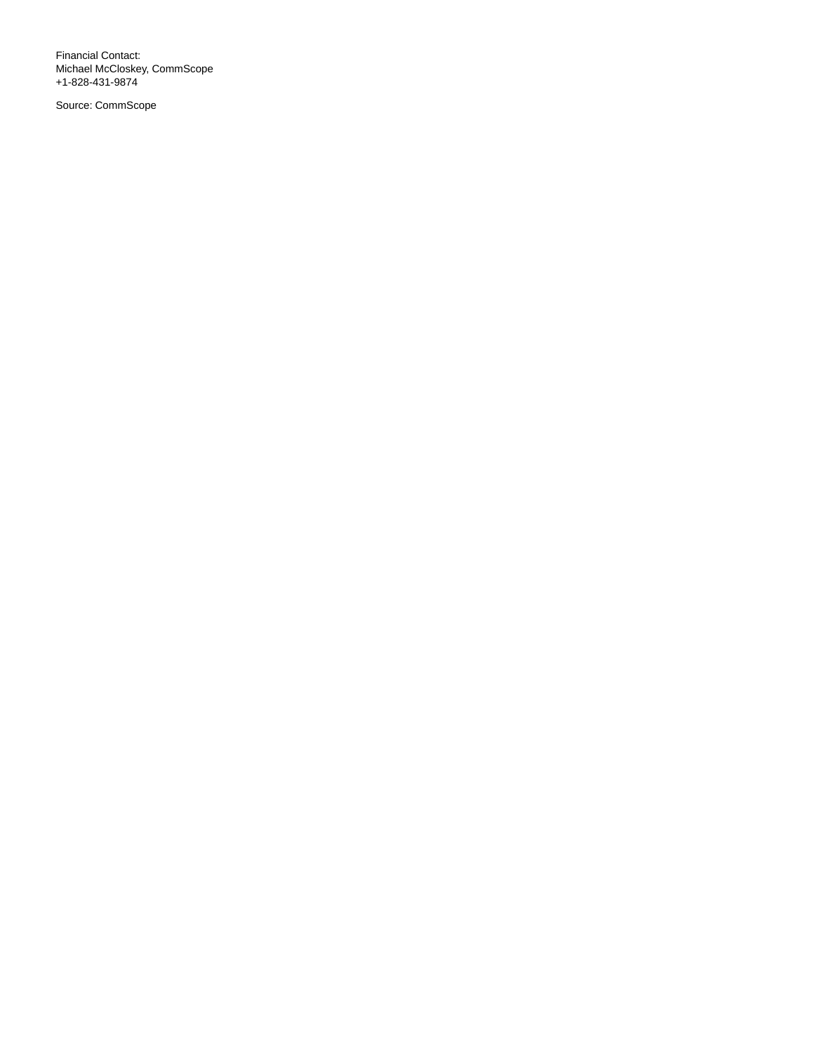Financial Contact:
Michael McCloskey, CommScope
+1-828-431-9874

Source: CommScope